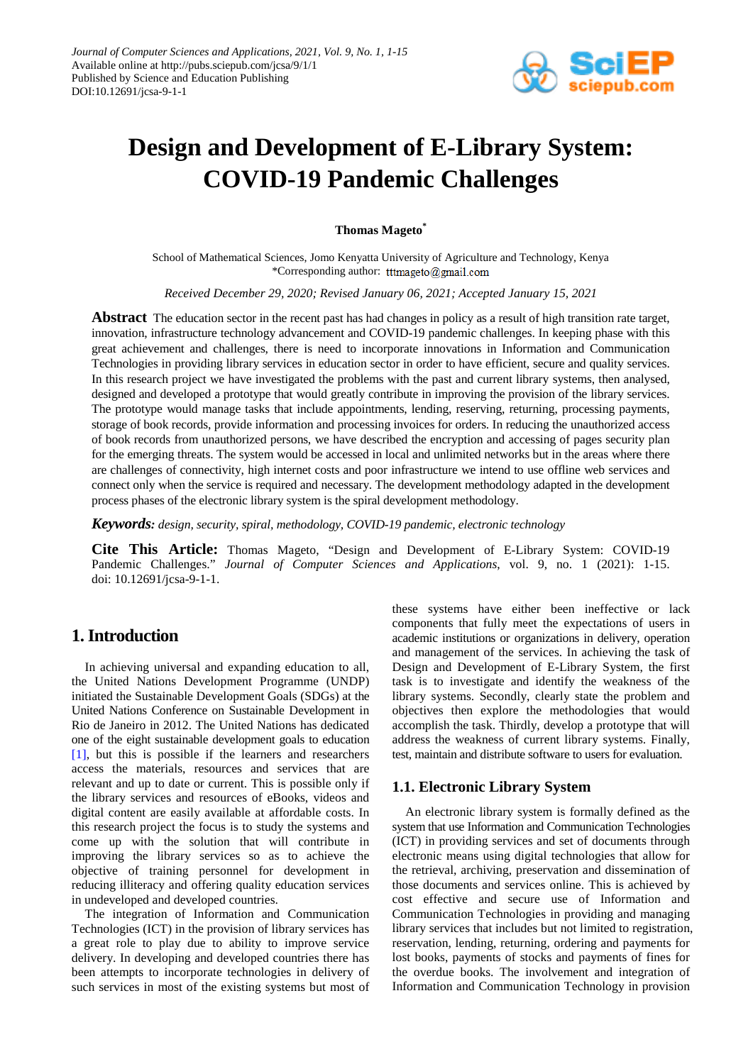# Design and Development of E-Library System: COVID-19 Pandemic Challenges

**Thomas Mageto***

School of Mathematical Sciences, Jomo Kenyatta University of Agriculture and Technology, Kenya
*Corresponding author: tttmageto@gmail.com

*Received December 29, 2020; Revised January 06, 2021; Accepted January 15, 2021*

**Abstract** The education sector in the recent past has had changes in policy as a result of high transition rate target, innovation, infrastructure technology advancement and COVID-19 pandemic challenges. In keeping phase with this great achievement and challenges, there is need to incorporate innovations in Information and Communication Technologies in providing library services in education sector in order to have efficient, secure and quality services. In this research project we have investigated the problems with the past and current library systems, then analysed, designed and developed a prototype that would greatly contribute in improving the provision of the library services. The prototype would manage tasks that include appointments, lending, reserving, returning, processing payments, storage of book records, provide information and processing invoices for orders. In reducing the unauthorized access of book records from unauthorized persons, we have described the encryption and accessing of pages security plan for the emerging threats. The system would be accessed in local and unlimited networks but in the areas where there are challenges of connectivity, high internet costs and poor infrastructure we intend to use offline web services and connect only when the service is required and necessary. The development methodology adapted in the development process phases of the electronic library system is the spiral development methodology.

***Keywords:*** *design, security, spiral, methodology, COVID-19 pandemic, electronic technology*

**Cite This Article:** Thomas Mageto, "Design and Development of E-Library System: COVID-19 Pandemic Challenges." *Journal of Computer Sciences and Applications*, vol. 9, no. 1 (2021): 1-15. doi: 10.12691/jcsa-9-1-1.

## 1. Introduction

In achieving universal and expanding education to all, the United Nations Development Programme (UNDP) initiated the Sustainable Development Goals (SDGs) at the United Nations Conference on Sustainable Development in Rio de Janeiro in 2012. The United Nations has dedicated one of the eight sustainable development goals to education [1], but this is possible if the learners and researchers access the materials, resources and services that are relevant and up to date or current. This is possible only if the library services and resources of eBooks, videos and digital content are easily available at affordable costs. In this research project the focus is to study the systems and come up with the solution that will contribute in improving the library services so as to achieve the objective of training personnel for development in reducing illiteracy and offering quality education services in undeveloped and developed countries.

The integration of Information and Communication Technologies (ICT) in the provision of library services has a great role to play due to ability to improve service delivery. In developing and developed countries there has been attempts to incorporate technologies in delivery of such services in most of the existing systems but most of these systems have either been ineffective or lack components that fully meet the expectations of users in academic institutions or organizations in delivery, operation and management of the services. In achieving the task of Design and Development of E-Library System, the first task is to investigate and identify the weakness of the library systems. Secondly, clearly state the problem and objectives then explore the methodologies that would accomplish the task. Thirdly, develop a prototype that will address the weakness of current library systems. Finally, test, maintain and distribute software to users for evaluation.

### 1.1. Electronic Library System

An electronic library system is formally defined as the system that use Information and Communication Technologies (ICT) in providing services and set of documents through electronic means using digital technologies that allow for the retrieval, archiving, preservation and dissemination of those documents and services online. This is achieved by cost effective and secure use of Information and Communication Technologies in providing and managing library services that includes but not limited to registration, reservation, lending, returning, ordering and payments for lost books, payments of stocks and payments of fines for the overdue books. The involvement and integration of Information and Communication Technology in provision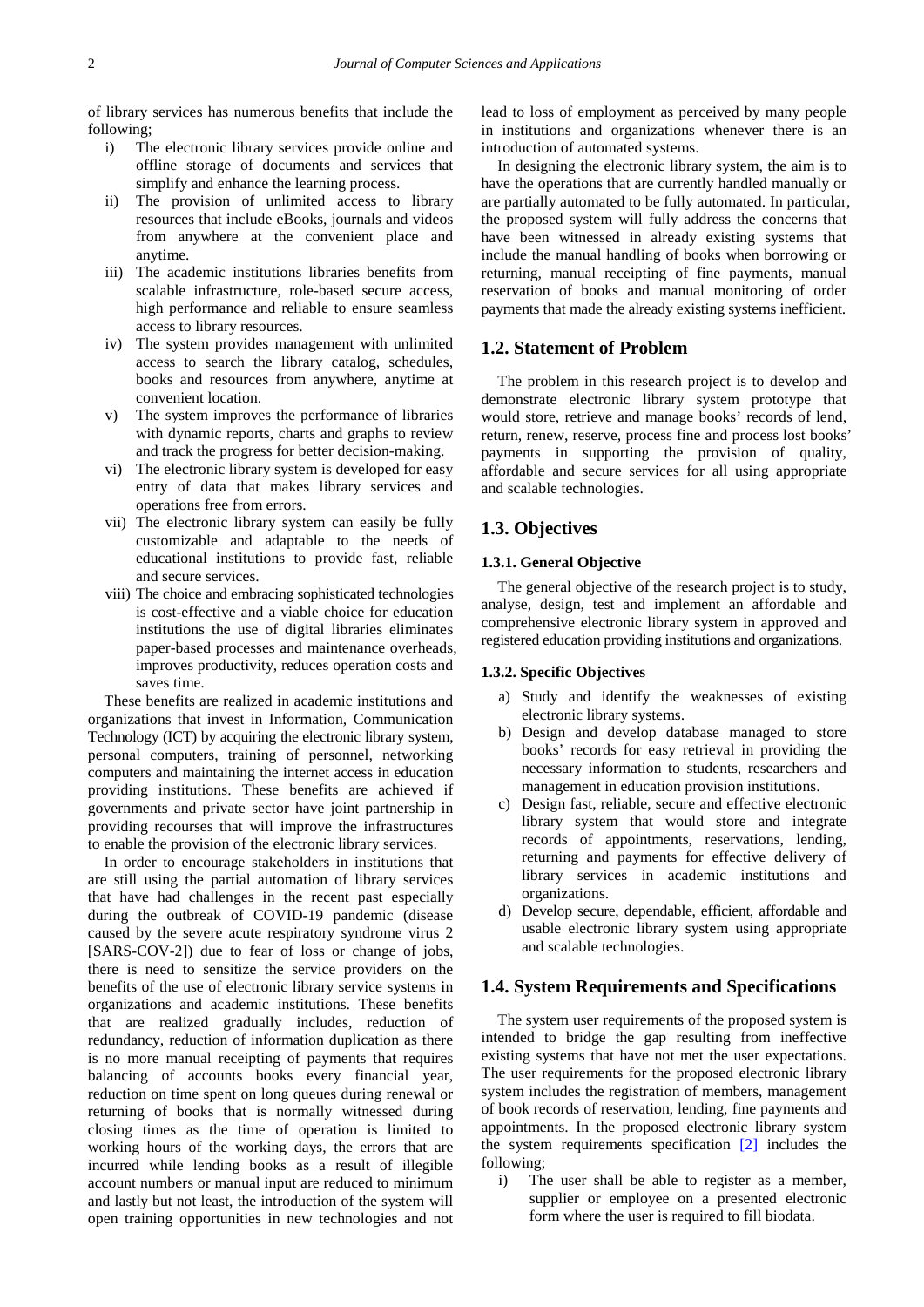of library services has numerous benefits that include the following;

i) The electronic library services provide online and offline storage of documents and services that simplify and enhance the learning process.
ii) The provision of unlimited access to library resources that include eBooks, journals and videos from anywhere at the convenient place and anytime.
iii) The academic institutions libraries benefits from scalable infrastructure, role-based secure access, high performance and reliable to ensure seamless access to library resources.
iv) The system provides management with unlimited access to search the library catalog, schedules, books and resources from anywhere, anytime at convenient location.
v) The system improves the performance of libraries with dynamic reports, charts and graphs to review and track the progress for better decision-making.
vi) The electronic library system is developed for easy entry of data that makes library services and operations free from errors.
vii) The electronic library system can easily be fully customizable and adaptable to the needs of educational institutions to provide fast, reliable and secure services.
viii) The choice and embracing sophisticated technologies is cost-effective and a viable choice for education institutions the use of digital libraries eliminates paper-based processes and maintenance overheads, improves productivity, reduces operation costs and saves time.

These benefits are realized in academic institutions and organizations that invest in Information, Communication Technology (ICT) by acquiring the electronic library system, personal computers, training of personnel, networking computers and maintaining the internet access in education providing institutions. These benefits are achieved if governments and private sector have joint partnership in providing recourses that will improve the infrastructures to enable the provision of the electronic library services.

In order to encourage stakeholders in institutions that are still using the partial automation of library services that have had challenges in the recent past especially during the outbreak of COVID-19 pandemic (disease caused by the severe acute respiratory syndrome virus 2 [SARS-COV-2]) due to fear of loss or change of jobs, there is need to sensitize the service providers on the benefits of the use of electronic library service systems in organizations and academic institutions. These benefits that are realized gradually includes, reduction of redundancy, reduction of information duplication as there is no more manual receipting of payments that requires balancing of accounts books every financial year, reduction on time spent on long queues during renewal or returning of books that is normally witnessed during closing times as the time of operation is limited to working hours of the working days, the errors that are incurred while lending books as a result of illegible account numbers or manual input are reduced to minimum and lastly but not least, the introduction of the system will open training opportunities in new technologies and not lead to loss of employment as perceived by many people in institutions and organizations whenever there is an introduction of automated systems.

In designing the electronic library system, the aim is to have the operations that are currently handled manually or are partially automated to be fully automated. In particular, the proposed system will fully address the concerns that have been witnessed in already existing systems that include the manual handling of books when borrowing or returning, manual receipting of fine payments, manual reservation of books and manual monitoring of order payments that made the already existing systems inefficient.

## 1.2. Statement of Problem

The problem in this research project is to develop and demonstrate electronic library system prototype that would store, retrieve and manage books' records of lend, return, renew, reserve, process fine and process lost books' payments in supporting the provision of quality, affordable and secure services for all using appropriate and scalable technologies.

## 1.3. Objectives

### 1.3.1. General Objective

The general objective of the research project is to study, analyse, design, test and implement an affordable and comprehensive electronic library system in approved and registered education providing institutions and organizations.

### 1.3.2. Specific Objectives

a) Study and identify the weaknesses of existing electronic library systems.
b) Design and develop database managed to store books' records for easy retrieval in providing the necessary information to students, researchers and management in education provision institutions.
c) Design fast, reliable, secure and effective electronic library system that would store and integrate records of appointments, reservations, lending, returning and payments for effective delivery of library services in academic institutions and organizations.
d) Develop secure, dependable, efficient, affordable and usable electronic library system using appropriate and scalable technologies.

## 1.4. System Requirements and Specifications

The system user requirements of the proposed system is intended to bridge the gap resulting from ineffective existing systems that have not met the user expectations. The user requirements for the proposed electronic library system includes the registration of members, management of book records of reservation, lending, fine payments and appointments. In the proposed electronic library system the system requirements specification [2] includes the following;

i) The user shall be able to register as a member, supplier or employee on a presented electronic form where the user is required to fill biodata.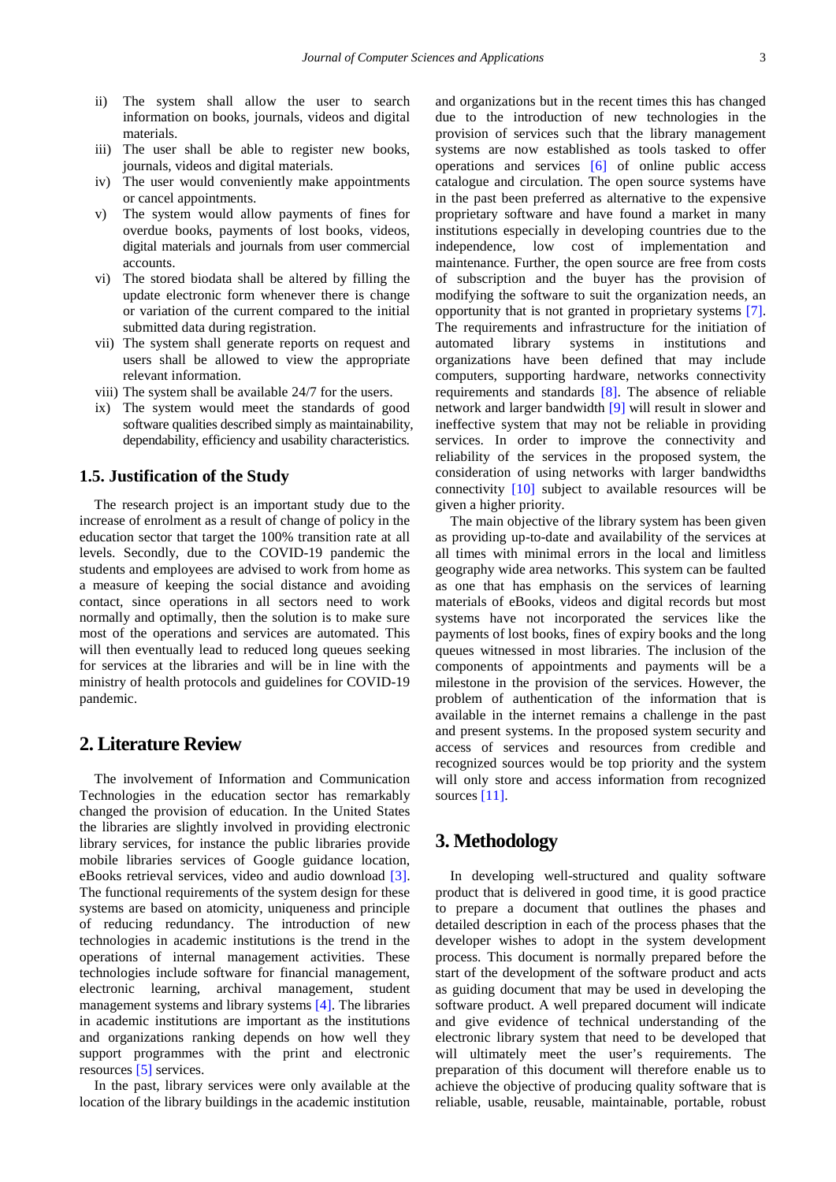ii) The system shall allow the user to search information on books, journals, videos and digital materials.

iii) The user shall be able to register new books, journals, videos and digital materials.

iv) The user would conveniently make appointments or cancel appointments.

v) The system would allow payments of fines for overdue books, payments of lost books, videos, digital materials and journals from user commercial accounts.

vi) The stored biodata shall be altered by filling the update electronic form whenever there is change or variation of the current compared to the initial submitted data during registration.

vii) The system shall generate reports on request and users shall be allowed to view the appropriate relevant information.

viii) The system shall be available 24/7 for the users.

ix) The system would meet the standards of good software qualities described simply as maintainability, dependability, efficiency and usability characteristics.

### 1.5. Justification of the Study

The research project is an important study due to the increase of enrolment as a result of change of policy in the education sector that target the 100% transition rate at all levels. Secondly, due to the COVID-19 pandemic the students and employees are advised to work from home as a measure of keeping the social distance and avoiding contact, since operations in all sectors need to work normally and optimally, then the solution is to make sure most of the operations and services are automated. This will then eventually lead to reduced long queues seeking for services at the libraries and will be in line with the ministry of health protocols and guidelines for COVID-19 pandemic.

## 2. Literature Review

The involvement of Information and Communication Technologies in the education sector has remarkably changed the provision of education. In the United States the libraries are slightly involved in providing electronic library services, for instance the public libraries provide mobile libraries services of Google guidance location, eBooks retrieval services, video and audio download [3]. The functional requirements of the system design for these systems are based on atomicity, uniqueness and principle of reducing redundancy. The introduction of new technologies in academic institutions is the trend in the operations of internal management activities. These technologies include software for financial management, electronic learning, archival management, student management systems and library systems [4]. The libraries in academic institutions are important as the institutions and organizations ranking depends on how well they support programmes with the print and electronic resources [5] services.

In the past, library services were only available at the location of the library buildings in the academic institution and organizations but in the recent times this has changed due to the introduction of new technologies in the provision of services such that the library management systems are now established as tools tasked to offer operations and services [6] of online public access catalogue and circulation. The open source systems have in the past been preferred as alternative to the expensive proprietary software and have found a market in many institutions especially in developing countries due to the independence, low cost of implementation and maintenance. Further, the open source are free from costs of subscription and the buyer has the provision of modifying the software to suit the organization needs, an opportunity that is not granted in proprietary systems [7]. The requirements and infrastructure for the initiation of automated library systems in institutions and organizations have been defined that may include computers, supporting hardware, networks connectivity requirements and standards [8]. The absence of reliable network and larger bandwidth [9] will result in slower and ineffective system that may not be reliable in providing services. In order to improve the connectivity and reliability of the services in the proposed system, the consideration of using networks with larger bandwidths connectivity [10] subject to available resources will be given a higher priority.

The main objective of the library system has been given as providing up-to-date and availability of the services at all times with minimal errors in the local and limitless geography wide area networks. This system can be faulted as one that has emphasis on the services of learning materials of eBooks, videos and digital records but most systems have not incorporated the services like the payments of lost books, fines of expiry books and the long queues witnessed in most libraries. The inclusion of the components of appointments and payments will be a milestone in the provision of the services. However, the problem of authentication of the information that is available in the internet remains a challenge in the past and present systems. In the proposed system security and access of services and resources from credible and recognized sources would be top priority and the system will only store and access information from recognized sources [11].

## 3. Methodology

In developing well-structured and quality software product that is delivered in good time, it is good practice to prepare a document that outlines the phases and detailed description in each of the process phases that the developer wishes to adopt in the system development process. This document is normally prepared before the start of the development of the software product and acts as guiding document that may be used in developing the software product. A well prepared document will indicate and give evidence of technical understanding of the electronic library system that need to be developed that will ultimately meet the user's requirements. The preparation of this document will therefore enable us to achieve the objective of producing quality software that is reliable, usable, reusable, maintainable, portable, robust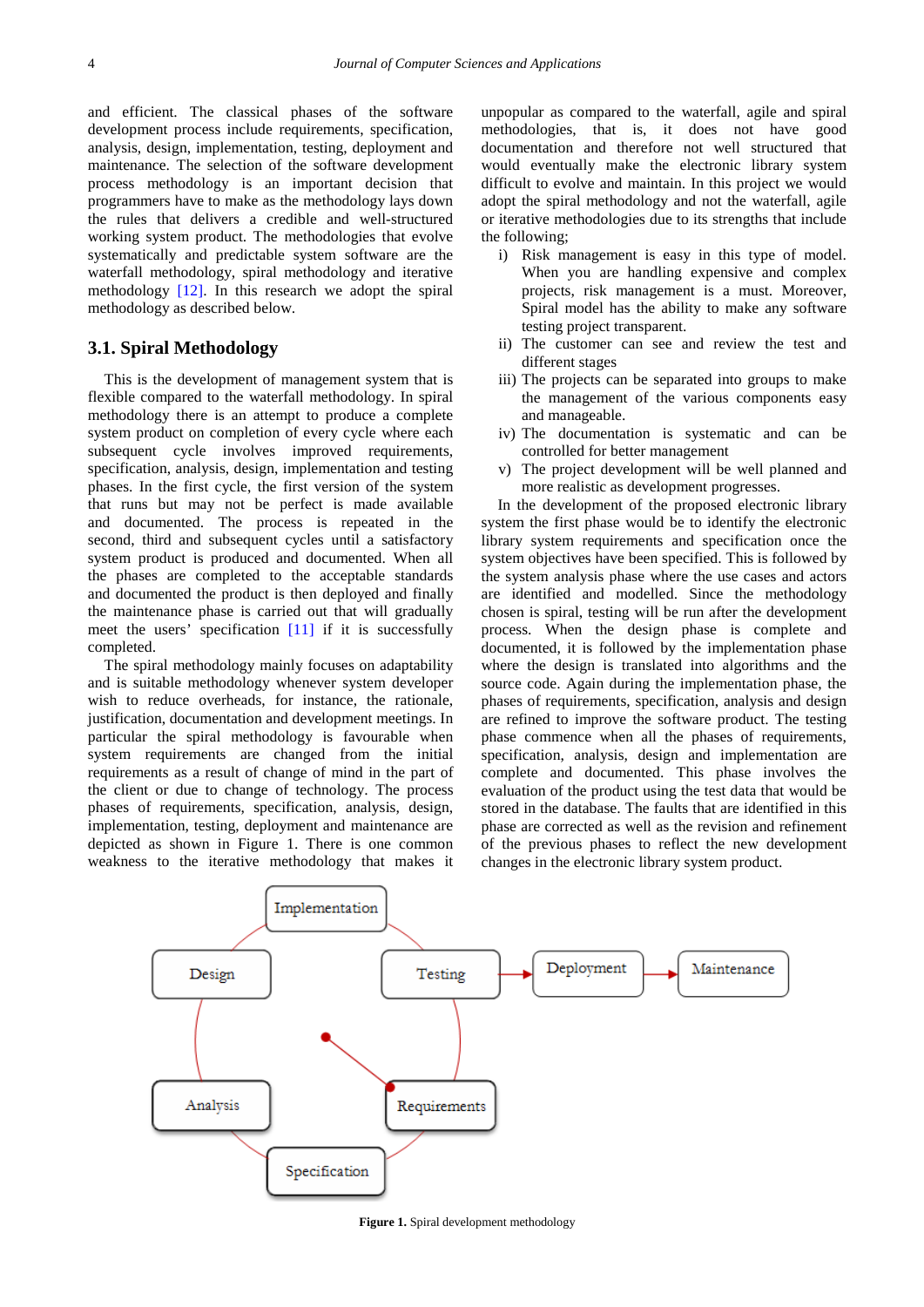and efficient. The classical phases of the software development process include requirements, specification, analysis, design, implementation, testing, deployment and maintenance. The selection of the software development process methodology is an important decision that programmers have to make as the methodology lays down the rules that delivers a credible and well-structured working system product. The methodologies that evolve systematically and predictable system software are the waterfall methodology, spiral methodology and iterative methodology [12]. In this research we adopt the spiral methodology as described below.

### 3.1. Spiral Methodology

This is the development of management system that is flexible compared to the waterfall methodology. In spiral methodology there is an attempt to produce a complete system product on completion of every cycle where each subsequent cycle involves improved requirements, specification, analysis, design, implementation and testing phases. In the first cycle, the first version of the system that runs but may not be perfect is made available and documented. The process is repeated in the second, third and subsequent cycles until a satisfactory system product is produced and documented. When all the phases are completed to the acceptable standards and documented the product is then deployed and finally the maintenance phase is carried out that will gradually meet the users' specification [11] if it is successfully completed.

The spiral methodology mainly focuses on adaptability and is suitable methodology whenever system developer wish to reduce overheads, for instance, the rationale, justification, documentation and development meetings. In particular the spiral methodology is favourable when system requirements are changed from the initial requirements as a result of change of mind in the part of the client or due to change of technology. The process phases of requirements, specification, analysis, design, implementation, testing, deployment and maintenance are depicted as shown in Figure 1. There is one common weakness to the iterative methodology that makes it unpopular as compared to the waterfall, agile and spiral methodologies, that is, it does not have good documentation and therefore not well structured that would eventually make the electronic library system difficult to evolve and maintain. In this project we would adopt the spiral methodology and not the waterfall, agile or iterative methodologies due to its strengths that include the following;

i) Risk management is easy in this type of model. When you are handling expensive and complex projects, risk management is a must. Moreover, Spiral model has the ability to make any software testing project transparent.
ii) The customer can see and review the test and different stages
iii) The projects can be separated into groups to make the management of the various components easy and manageable.
iv) The documentation is systematic and can be controlled for better management
v) The project development will be well planned and more realistic as development progresses.

In the development of the proposed electronic library system the first phase would be to identify the electronic library system requirements and specification once the system objectives have been specified. This is followed by the system analysis phase where the use cases and actors are identified and modelled. Since the methodology chosen is spiral, testing will be run after the development process. When the design phase is complete and documented, it is followed by the implementation phase where the design is translated into algorithms and the source code. Again during the implementation phase, the phases of requirements, specification, analysis and design are refined to improve the software product. The testing phase commence when all the phases of requirements, specification, analysis, design and implementation are complete and documented. This phase involves the evaluation of the product using the test data that would be stored in the database. The faults that are identified in this phase are corrected as well as the revision and refinement of the previous phases to reflect the new development changes in the electronic library system product.

Implementation → Testing → Deployment → Maintenance; Design, Analysis, Specification, Requirements

**Figure 1.** Spiral development methodology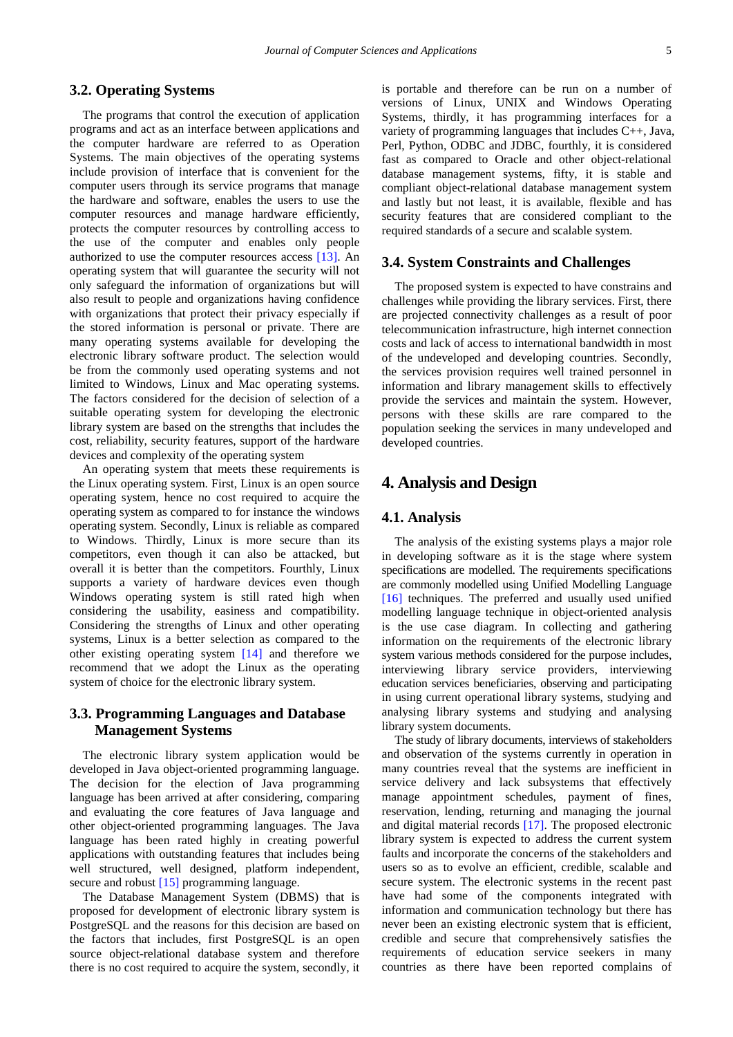### 3.2. Operating Systems

The programs that control the execution of application programs and act as an interface between applications and the computer hardware are referred to as Operation Systems. The main objectives of the operating systems include provision of interface that is convenient for the computer users through its service programs that manage the hardware and software, enables the users to use the computer resources and manage hardware efficiently, protects the computer resources by controlling access to the use of the computer and enables only people authorized to use the computer resources access [13]. An operating system that will guarantee the security will not only safeguard the information of organizations but will also result to people and organizations having confidence with organizations that protect their privacy especially if the stored information is personal or private. There are many operating systems available for developing the electronic library software product. The selection would be from the commonly used operating systems and not limited to Windows, Linux and Mac operating systems. The factors considered for the decision of selection of a suitable operating system for developing the electronic library system are based on the strengths that includes the cost, reliability, security features, support of the hardware devices and complexity of the operating system

An operating system that meets these requirements is the Linux operating system. First, Linux is an open source operating system, hence no cost required to acquire the operating system as compared to for instance the windows operating system. Secondly, Linux is reliable as compared to Windows. Thirdly, Linux is more secure than its competitors, even though it can also be attacked, but overall it is better than the competitors. Fourthly, Linux supports a variety of hardware devices even though Windows operating system is still rated high when considering the usability, easiness and compatibility. Considering the strengths of Linux and other operating systems, Linux is a better selection as compared to the other existing operating system [14] and therefore we recommend that we adopt the Linux as the operating system of choice for the electronic library system.

### 3.3. Programming Languages and Database Management Systems

The electronic library system application would be developed in Java object-oriented programming language. The decision for the election of Java programming language has been arrived at after considering, comparing and evaluating the core features of Java language and other object-oriented programming languages. The Java language has been rated highly in creating powerful applications with outstanding features that includes being well structured, well designed, platform independent, secure and robust [15] programming language.

The Database Management System (DBMS) that is proposed for development of electronic library system is PostgreSQL and the reasons for this decision are based on the factors that includes, first PostgreSQL is an open source object-relational database system and therefore there is no cost required to acquire the system, secondly, it is portable and therefore can be run on a number of versions of Linux, UNIX and Windows Operating Systems, thirdly, it has programming interfaces for a variety of programming languages that includes C++, Java, Perl, Python, ODBC and JDBC, fourthly, it is considered fast as compared to Oracle and other object-relational database management systems, fifty, it is stable and compliant object-relational database management system and lastly but not least, it is available, flexible and has security features that are considered compliant to the required standards of a secure and scalable system.

### 3.4. System Constraints and Challenges

The proposed system is expected to have constrains and challenges while providing the library services. First, there are projected connectivity challenges as a result of poor telecommunication infrastructure, high internet connection costs and lack of access to international bandwidth in most of the undeveloped and developing countries. Secondly, the services provision requires well trained personnel in information and library management skills to effectively provide the services and maintain the system. However, persons with these skills are rare compared to the population seeking the services in many undeveloped and developed countries.

## 4. Analysis and Design

### 4.1. Analysis

The analysis of the existing systems plays a major role in developing software as it is the stage where system specifications are modelled. The requirements specifications are commonly modelled using Unified Modelling Language [16] techniques. The preferred and usually used unified modelling language technique in object-oriented analysis is the use case diagram. In collecting and gathering information on the requirements of the electronic library system various methods considered for the purpose includes, interviewing library service providers, interviewing education services beneficiaries, observing and participating in using current operational library systems, studying and analysing library systems and studying and analysing library system documents.

The study of library documents, interviews of stakeholders and observation of the systems currently in operation in many countries reveal that the systems are inefficient in service delivery and lack subsystems that effectively manage appointment schedules, payment of fines, reservation, lending, returning and managing the journal and digital material records [17]. The proposed electronic library system is expected to address the current system faults and incorporate the concerns of the stakeholders and users so as to evolve an efficient, credible, scalable and secure system. The electronic systems in the recent past have had some of the components integrated with information and communication technology but there has never been an existing electronic system that is efficient, credible and secure that comprehensively satisfies the requirements of education service seekers in many countries as there have been reported complains of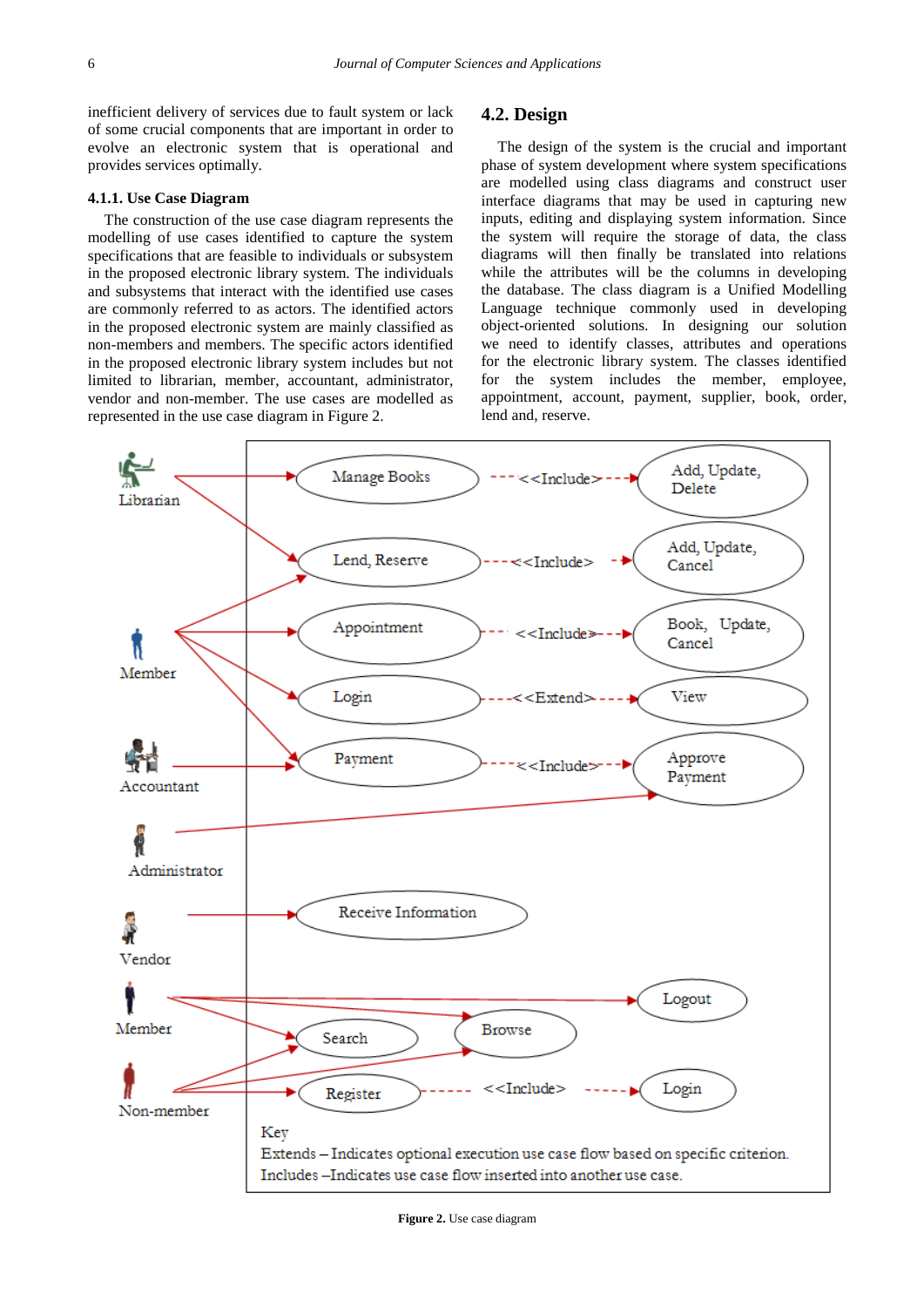inefficient delivery of services due to fault system or lack of some crucial components that are important in order to evolve an electronic system that is operational and provides services optimally.

#### 4.1.1. Use Case Diagram

The construction of the use case diagram represents the modelling of use cases identified to capture the system specifications that are feasible to individuals or subsystem in the proposed electronic library system. The individuals and subsystems that interact with the identified use cases are commonly referred to as actors. The identified actors in the proposed electronic system are mainly classified as non-members and members. The specific actors identified in the proposed electronic library system includes but not limited to librarian, member, accountant, administrator, vendor and non-member. The use cases are modelled as represented in the use case diagram in Figure 2.

## 4.2. Design

The design of the system is the crucial and important phase of system development where system specifications are modelled using class diagrams and construct user interface diagrams that may be used in capturing new inputs, editing and displaying system information. Since the system will require the storage of data, the class diagrams will then finally be translated into relations while the attributes will be the columns in developing the database. The class diagram is a Unified Modelling Language technique commonly used in developing object-oriented solutions. In designing our solution we need to identify classes, attributes and operations for the electronic library system. The classes identified for the system includes the member, employee, appointment, account, payment, supplier, book, order, lend and, reserve.

**Figure 2.** Use case diagram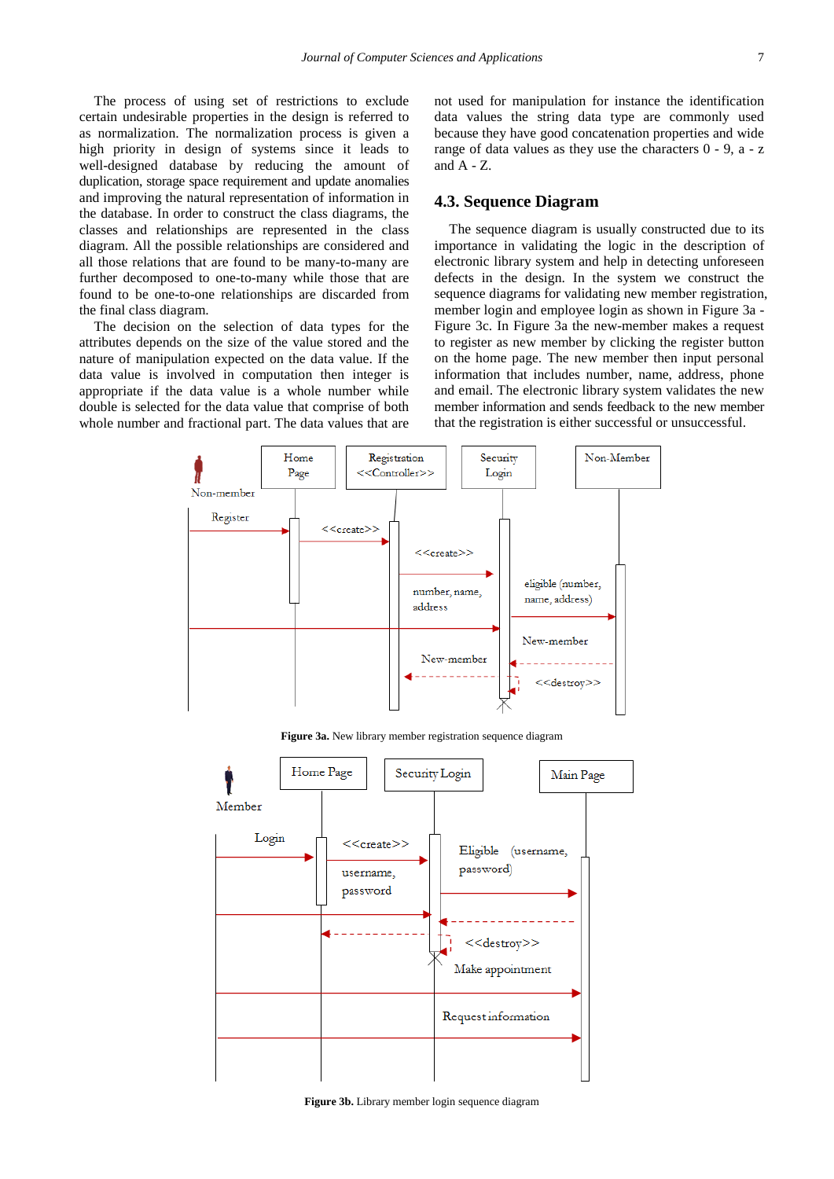The process of using set of restrictions to exclude certain undesirable properties in the design is referred to as normalization. The normalization process is given a high priority in design of systems since it leads to well-designed database by reducing the amount of duplication, storage space requirement and update anomalies and improving the natural representation of information in the database. In order to construct the class diagrams, the classes and relationships are represented in the class diagram. All the possible relationships are considered and all those relations that are found to be many-to-many are further decomposed to one-to-many while those that are found to be one-to-one relationships are discarded from the final class diagram.

The decision on the selection of data types for the attributes depends on the size of the value stored and the nature of manipulation expected on the data value. If the data value is involved in computation then integer is appropriate if the data value is a whole number while double is selected for the data value that comprise of both whole number and fractional part. The data values that are not used for manipulation for instance the identification data values the string data type are commonly used because they have good concatenation properties and wide range of data values as they use the characters 0 - 9, a - z and A - Z.

## 4.3. Sequence Diagram

The sequence diagram is usually constructed due to its importance in validating the logic in the description of electronic library system and help in detecting unforeseen defects in the design. In the system we construct the sequence diagrams for validating new member registration, member login and employee login as shown in Figure 3a - Figure 3c. In Figure 3a the new-member makes a request to register as new member by clicking the register button on the home page. The new member then input personal information that includes number, name, address, phone and email. The electronic library system validates the new member information and sends feedback to the new member that the registration is either successful or unsuccessful.

**Figure 3a.** New library member registration sequence diagram

**Figure 3b.** Library member login sequence diagram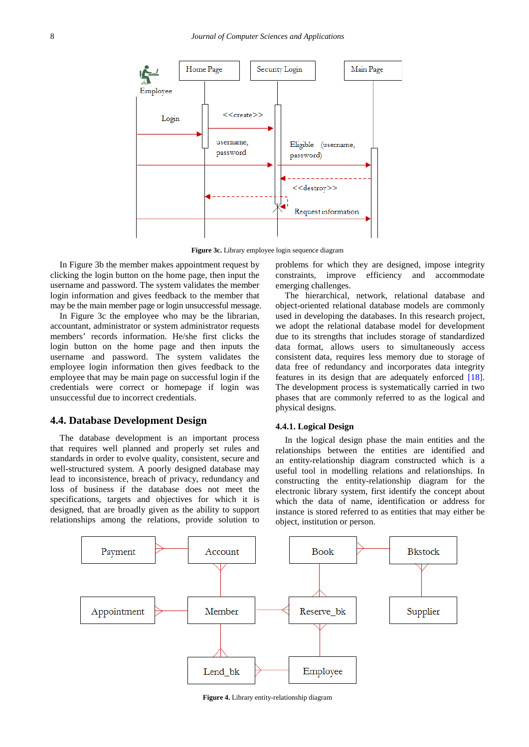**Figure 3c.** Library employee login sequence diagram

In Figure 3b the member makes appointment request by clicking the login button on the home page, then input the username and password. The system validates the member login information and gives feedback to the member that may be the main member page or login unsuccessful message.

In Figure 3c the employee who may be the librarian, accountant, administrator or system administrator requests members' records information. He/she first clicks the login button on the home page and then inputs the username and password. The system validates the employee login information then gives feedback to the employee that may be main page on successful login if the credentials were correct or homepage if login was unsuccessful due to incorrect credentials.

## 4.4. Database Development Design

The database development is an important process that requires well planned and properly set rules and standards in order to evolve quality, consistent, secure and well-structured system. A poorly designed database may lead to inconsistence, breach of privacy, redundancy and loss of business if the database does not meet the specifications, targets and objectives for which it is designed, that are broadly given as the ability to support relationships among the relations, provide solution to problems for which they are designed, impose integrity constraints, improve efficiency and accommodate emerging challenges.

The hierarchical, network, relational database and object-oriented relational database models are commonly used in developing the databases. In this research project, we adopt the relational database model for development due to its strengths that includes storage of standardized data format, allows users to simultaneously access consistent data, requires less memory due to storage of data free of redundancy and incorporates data integrity features in its design that are adequately enforced [18]. The development process is systematically carried in two phases that are commonly referred to as the logical and physical designs.

### 4.4.1. Logical Design

In the logical design phase the main entities and the relationships between the entities are identified and an entity-relationship diagram constructed which is a useful tool in modelling relations and relationships. In constructing the entity-relationship diagram for the electronic library system, first identify the concept about which the data of name, identification or address for instance is stored referred to as entities that may either be object, institution or person.

**Figure 4.** Library entity-relationship diagram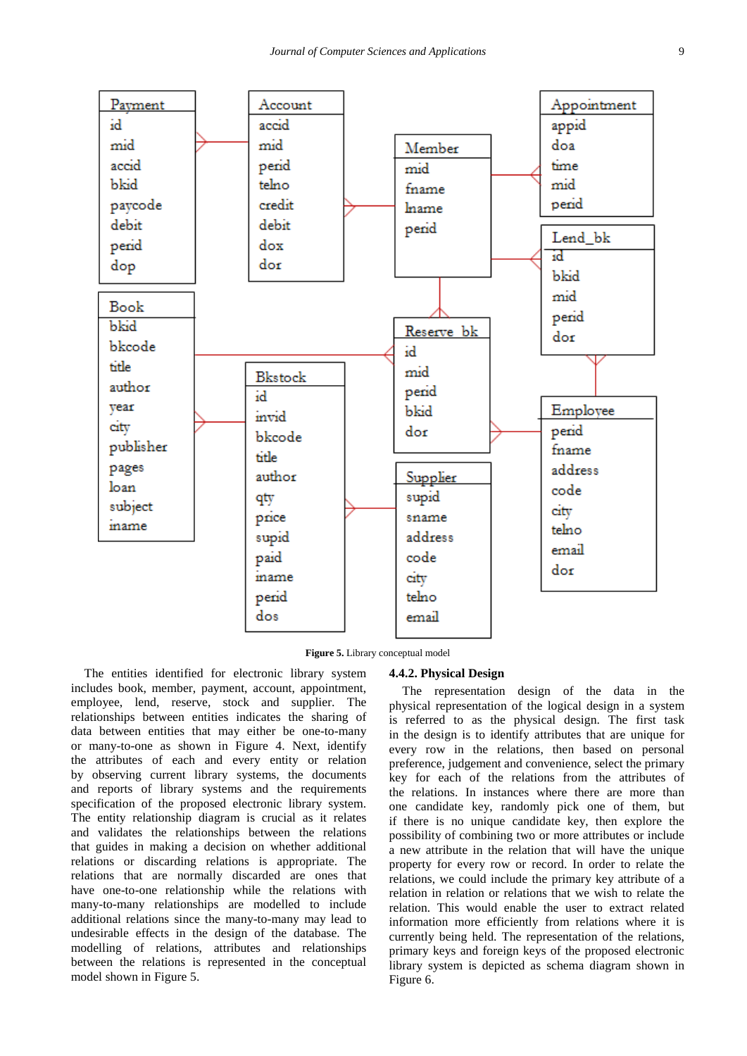**Figure 5.** Library conceptual model

The entities identified for electronic library system includes book, member, payment, account, appointment, employee, lend, reserve, stock and supplier. The relationships between entities indicates the sharing of data between entities that may either be one-to-many or many-to-one as shown in Figure 4. Next, identify the attributes of each and every entity or relation by observing current library systems, the documents and reports of library systems and the requirements specification of the proposed electronic library system. The entity relationship diagram is crucial as it relates and validates the relationships between the relations that guides in making a decision on whether additional relations or discarding relations is appropriate. The relations that are normally discarded are ones that have one-to-one relationship while the relations with many-to-many relationships are modelled to include additional relations since the many-to-many may lead to undesirable effects in the design of the database. The modelling of relations, attributes and relationships between the relations is represented in the conceptual model shown in Figure 5.

### 4.4.2. Physical Design

The representation design of the data in the physical representation of the logical design in a system is referred to as the physical design. The first task in the design is to identify attributes that are unique for every row in the relations, then based on personal preference, judgement and convenience, select the primary key for each of the relations from the attributes of the relations. In instances where there are more than one candidate key, randomly pick one of them, but if there is no unique candidate key, then explore the possibility of combining two or more attributes or include a new attribute in the relation that will have the unique property for every row or record. In order to relate the relations, we could include the primary key attribute of a relation in relation or relations that we wish to relate the relation. This would enable the user to extract related information more efficiently from relations where it is currently being held. The representation of the relations, primary keys and foreign keys of the proposed electronic library system is depicted as schema diagram shown in Figure 6.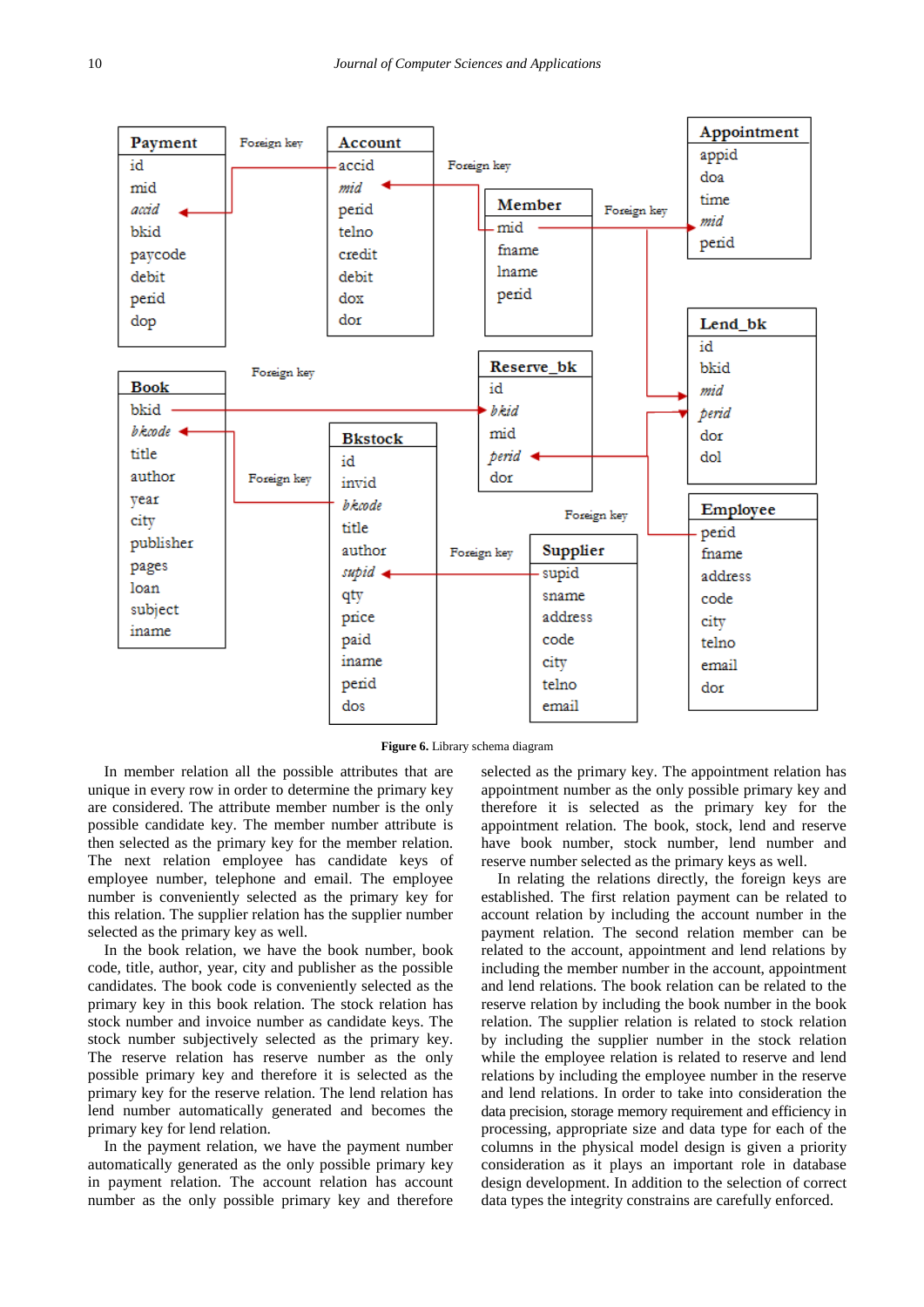**Figure 6.** Library schema diagram

In member relation all the possible attributes that are unique in every row in order to determine the primary key are considered. The attribute member number is the only possible candidate key. The member number attribute is then selected as the primary key for the member relation. The next relation employee has candidate keys of employee number, telephone and email. The employee number is conveniently selected as the primary key for this relation. The supplier relation has the supplier number selected as the primary key as well.

In the book relation, we have the book number, book code, title, author, year, city and publisher as the possible candidates. The book code is conveniently selected as the primary key in this book relation. The stock relation has stock number and invoice number as candidate keys. The stock number subjectively selected as the primary key. The reserve relation has reserve number as the only possible primary key and therefore it is selected as the primary key for the reserve relation. The lend relation has lend number automatically generated and becomes the primary key for lend relation.

In the payment relation, we have the payment number automatically generated as the only possible primary key in payment relation. The account relation has account number as the only possible primary key and therefore selected as the primary key. The appointment relation has appointment number as the only possible primary key and therefore it is selected as the primary key for the appointment relation. The book, stock, lend and reserve have book number, stock number, lend number and reserve number selected as the primary keys as well.

In relating the relations directly, the foreign keys are established. The first relation payment can be related to account relation by including the account number in the payment relation. The second relation member can be related to the account, appointment and lend relations by including the member number in the account, appointment and lend relations. The book relation can be related to the reserve relation by including the book number in the book relation. The supplier relation is related to stock relation by including the supplier number in the stock relation while the employee relation is related to reserve and lend relations by including the employee number in the reserve and lend relations. In order to take into consideration the data precision, storage memory requirement and efficiency in processing, appropriate size and data type for each of the columns in the physical model design is given a priority consideration as it plays an important role in database design development. In addition to the selection of correct data types the integrity constrains are carefully enforced.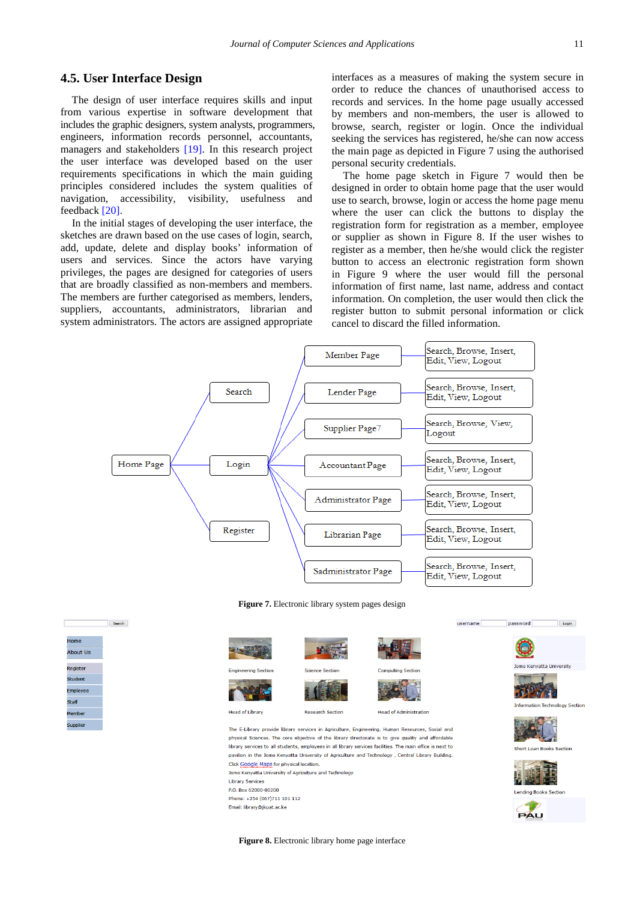### 4.5. User Interface Design

The design of user interface requires skills and input from various expertise in software development that includes the graphic designers, system analysts, programmers, engineers, information records personnel, accountants, managers and stakeholders [19]. In this research project the user interface was developed based on the user requirements specifications in which the main guiding principles considered includes the system qualities of navigation, accessibility, visibility, usefulness and feedback [20].

In the initial stages of developing the user interface, the sketches are drawn based on the use cases of login, search, add, update, delete and display books' information of users and services. Since the actors have varying privileges, the pages are designed for categories of users that are broadly classified as non-members and members. The members are further categorised as members, lenders, suppliers, accountants, administrators, librarian and system administrators. The actors are assigned appropriate interfaces as a measures of making the system secure in order to reduce the chances of unauthorised access to records and services. In the home page usually accessed by members and non-members, the user is allowed to browse, search, register or login. Once the individual seeking the services has registered, he/she can now access the main page as depicted in Figure 7 using the authorised personal security credentials.

The home page sketch in Figure 7 would then be designed in order to obtain home page that the user would use to search, browse, login or access the home page menu where the user can click the buttons to display the registration form for registration as a member, employee or supplier as shown in Figure 8. If the user wishes to register as a member, then he/she would click the register button to access an electronic registration form shown in Figure 9 where the user would fill the personal information of first name, last name, address and contact information. On completion, the user would then click the register button to submit personal information or click cancel to discard the filled information.

Home Page → Search; Home Page → Login; Home Page → Register

Login → Member Page → Search, Browse, Insert, Edit, View, Logout
Login → Lender Page → Search, Browse, Insert, Edit, View, Logout
Login → Supplier Page7 → Search, Browse, View, Logout
Login → Accountant Page → Search, Browse, Insert, Edit, View, Logout
Login → Administrator Page → Search, Browse, Insert, Edit, View, Logout
Login → Librarian Page → Search, Browse, Insert, Edit, View, Logout
Login → Sadministrator Page → Search, Browse, Insert, Edit, View, Logout

**Figure 7.** Electronic library system pages design

Search | username password Login

Home | About Us | Register | Student | Employee | Staff | Member | Supplier

Engineering Section | Science Section | Computing Section
Head of Library | Research Section | Head of Administration

The E-Library provide library services in Agriculture, Engineering, Human Resources, Social and physical Sciences. The core objective of the library directorate is to give quality and affordable library services to all students, employees in all library services facilities. The main office is next to pavilion in the Jomo Kenyatta University of Agriculture and Technology , Central Library Building.
Click Google Maps for physical location.
Jomo Kenyatta University of Agriculture and Technology
Library Services
P.O. Box 62000-00200
Phone: +254 (067)711 101 112
Email: library@jkuat.ac.ke

Jomo Kenyatta University | Information Technology Section | Short Loan Books Section | Lending Books Section | PAU

**Figure 8.** Electronic library home page interface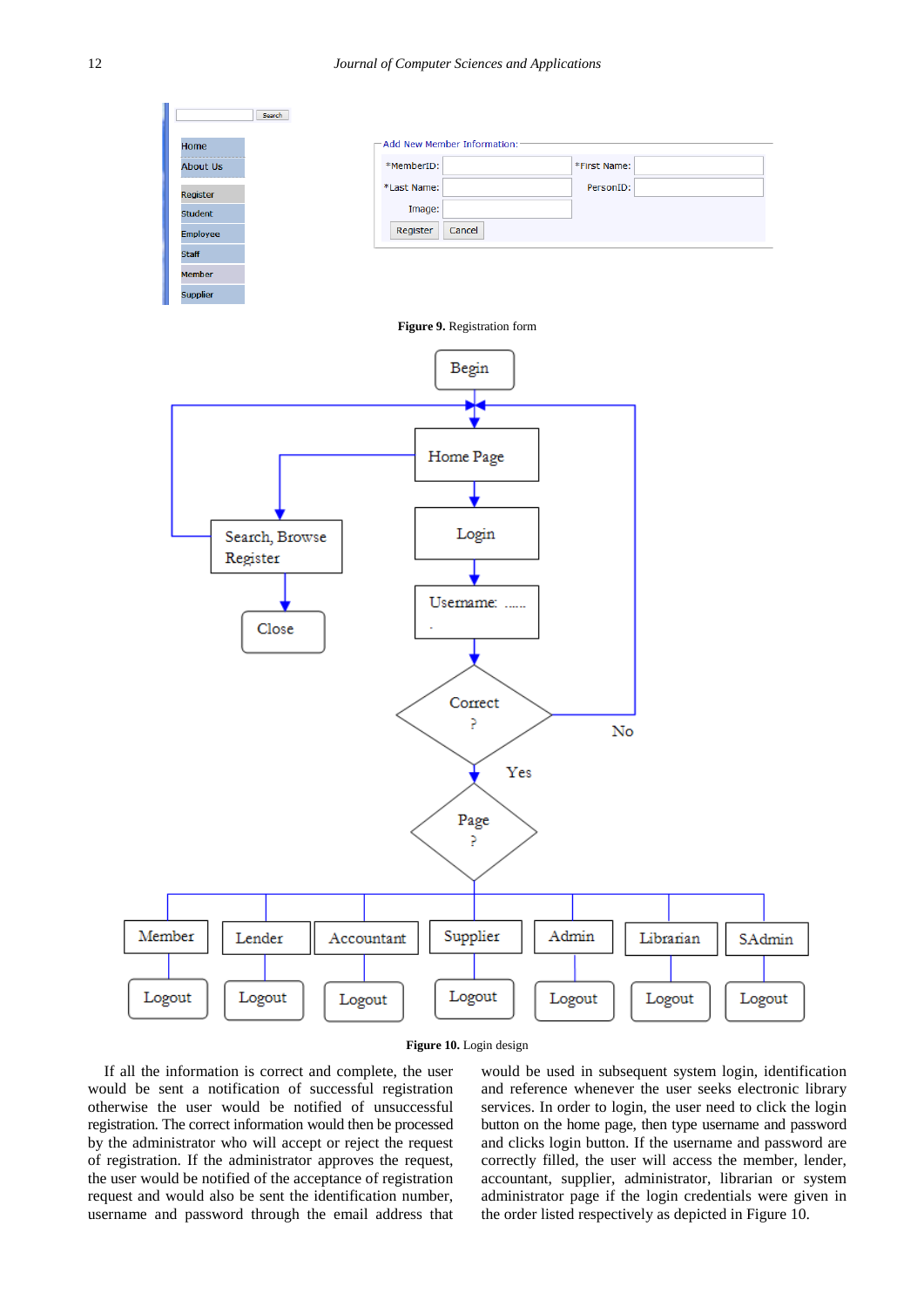Figure 9. Registration form

Figure 10. Login design

If all the information is correct and complete, the user would be sent a notification of successful registration otherwise the user would be notified of unsuccessful registration. The correct information would then be processed by the administrator who will accept or reject the request of registration. If the administrator approves the request, the user would be notified of the acceptance of registration request and would also be sent the identification number, username and password through the email address that would be used in subsequent system login, identification and reference whenever the user seeks electronic library services. In order to login, the user need to click the login button on the home page, then type username and password and clicks login button. If the username and password are correctly filled, the user will access the member, lender, accountant, supplier, administrator, librarian or system administrator page if the login credentials were given in the order listed respectively as depicted in Figure 10.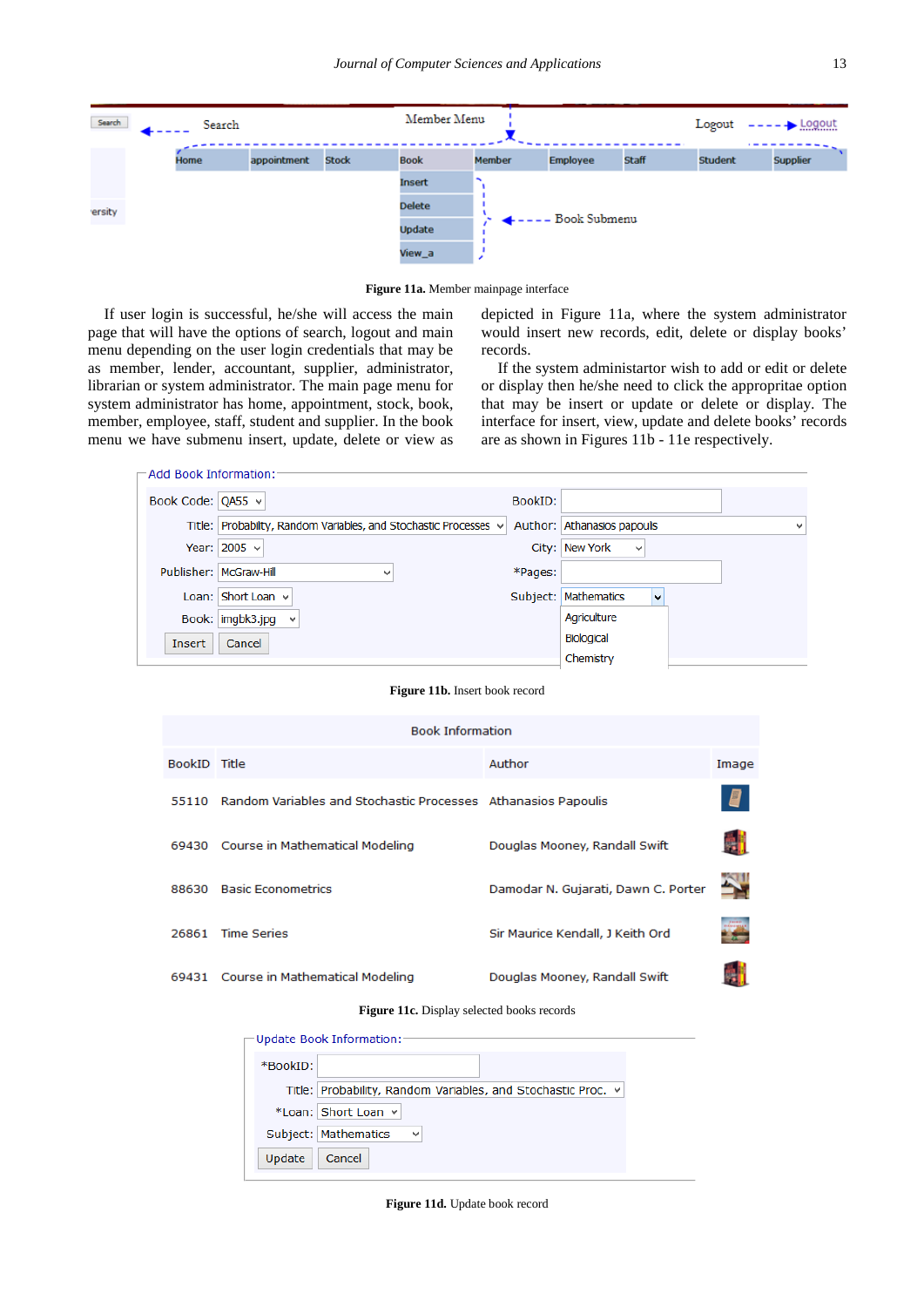**Figure 11a.** Member mainpage interface

If user login is successful, he/she will access the main page that will have the options of search, logout and main menu depending on the user login credentials that may be as member, lender, accountant, supplier, administrator, librarian or system administrator. The main page menu for system administrator has home, appointment, stock, book, member, employee, staff, student and supplier. In the book menu we have submenu insert, update, delete or view as depicted in Figure 11a, where the system administrator would insert new records, edit, delete or display books' records.

If the system administartor wish to add or edit or delete or display then he/she need to click the appropritae option that may be insert or update or delete or display. The interface for insert, view, update and delete books' records are as shown in Figures 11b - 11e respectively.

**Figure 11b.** Insert book record

**Figure 11c.** Display selected books records

**Figure 11d.** Update book record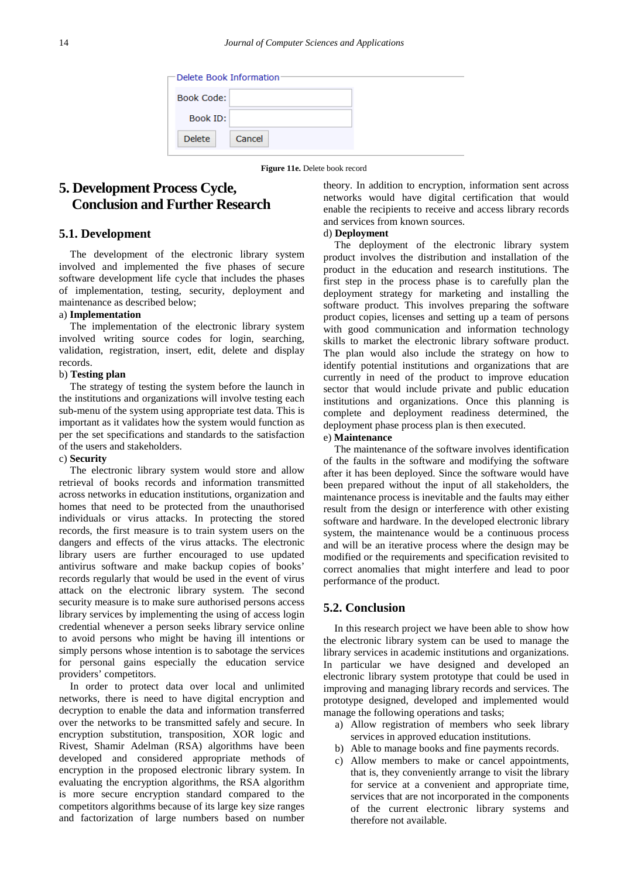Figure 11e. Delete book record

# 5. Development Process Cycle, Conclusion and Further Research

## 5.1. Development

The development of the electronic library system involved and implemented the five phases of secure software development life cycle that includes the phases of implementation, testing, security, deployment and maintenance as described below;

a) **Implementation**

The implementation of the electronic library system involved writing source codes for login, searching, validation, registration, insert, edit, delete and display records.

b) **Testing plan**

The strategy of testing the system before the launch in the institutions and organizations will involve testing each sub-menu of the system using appropriate test data. This is important as it validates how the system would function as per the set specifications and standards to the satisfaction of the users and stakeholders.

c) **Security**

The electronic library system would store and allow retrieval of books records and information transmitted across networks in education institutions, organization and homes that need to be protected from the unauthorised individuals or virus attacks. In protecting the stored records, the first measure is to train system users on the dangers and effects of the virus attacks. The electronic library users are further encouraged to use updated antivirus software and make backup copies of books' records regularly that would be used in the event of virus attack on the electronic library system. The second security measure is to make sure authorised persons access library services by implementing the using of access login credential whenever a person seeks library service online to avoid persons who might be having ill intentions or simply persons whose intention is to sabotage the services for personal gains especially the education service providers' competitors.

In order to protect data over local and unlimited networks, there is need to have digital encryption and decryption to enable the data and information transferred over the networks to be transmitted safely and secure. In encryption substitution, transposition, XOR logic and Rivest, Shamir Adelman (RSA) algorithms have been developed and considered appropriate methods of encryption in the proposed electronic library system. In evaluating the encryption algorithms, the RSA algorithm is more secure encryption standard compared to the competitors algorithms because of its large key size ranges and factorization of large numbers based on number theory. In addition to encryption, information sent across networks would have digital certification that would enable the recipients to receive and access library records and services from known sources.

d) **Deployment**

The deployment of the electronic library system product involves the distribution and installation of the product in the education and research institutions. The first step in the process phase is to carefully plan the deployment strategy for marketing and installing the software product. This involves preparing the software product copies, licenses and setting up a team of persons with good communication and information technology skills to market the electronic library software product. The plan would also include the strategy on how to identify potential institutions and organizations that are currently in need of the product to improve education sector that would include private and public education institutions and organizations. Once this planning is complete and deployment readiness determined, the deployment phase process plan is then executed.

e) **Maintenance**

The maintenance of the software involves identification of the faults in the software and modifying the software after it has been deployed. Since the software would have been prepared without the input of all stakeholders, the maintenance process is inevitable and the faults may either result from the design or interference with other existing software and hardware. In the developed electronic library system, the maintenance would be a continuous process and will be an iterative process where the design may be modified or the requirements and specification revisited to correct anomalies that might interfere and lead to poor performance of the product.

## 5.2. Conclusion

In this research project we have been able to show how the electronic library system can be used to manage the library services in academic institutions and organizations. In particular we have designed and developed an electronic library system prototype that could be used in improving and managing library records and services. The prototype designed, developed and implemented would manage the following operations and tasks;

a) Allow registration of members who seek library services in approved education institutions.
b) Able to manage books and fine payments records.
c) Allow members to make or cancel appointments, that is, they conveniently arrange to visit the library for service at a convenient and appropriate time, services that are not incorporated in the components of the current electronic library systems and therefore not available.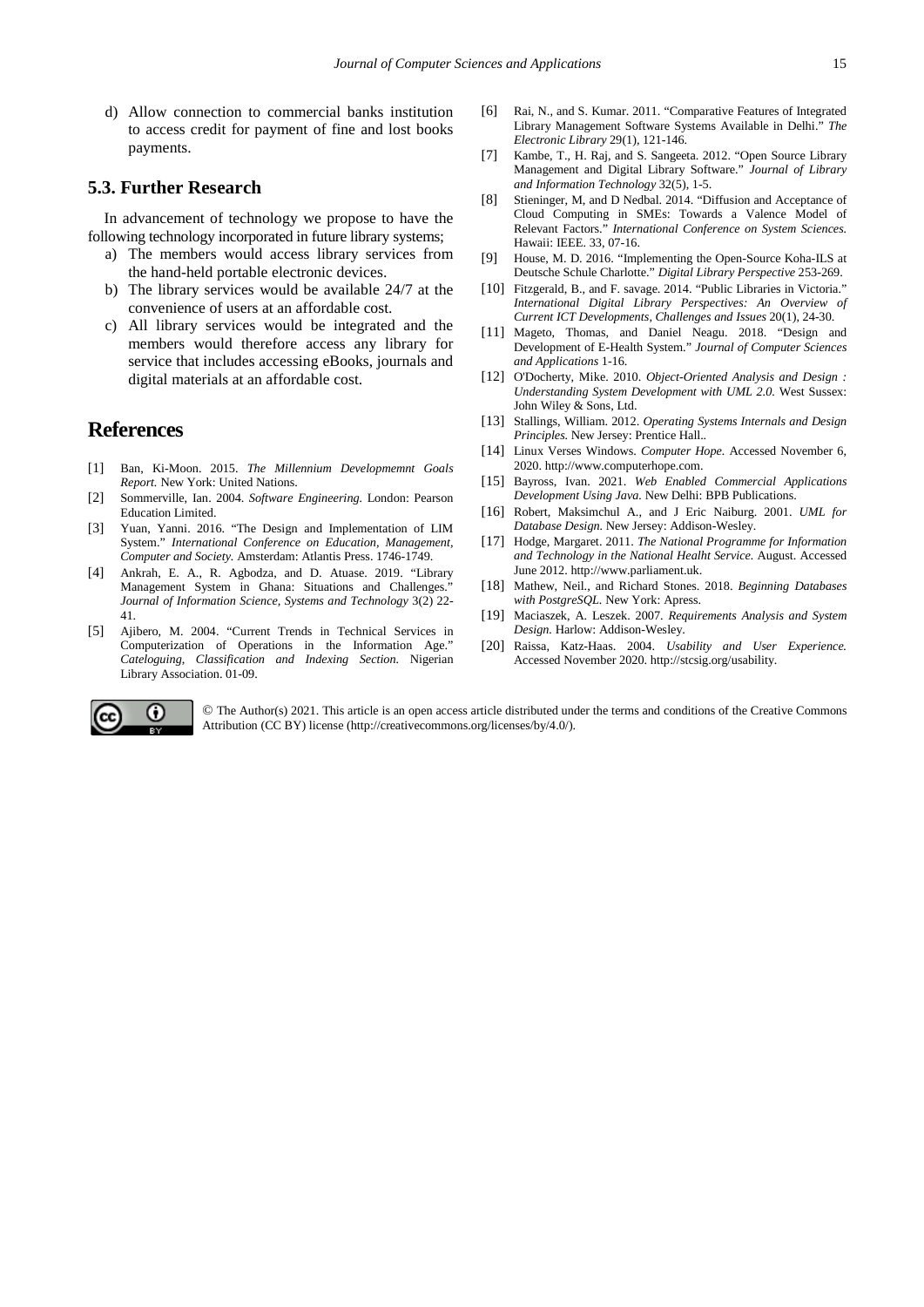d) Allow connection to commercial banks institution to access credit for payment of fine and lost books payments.

### 5.3. Further Research

In advancement of technology we propose to have the following technology incorporated in future library systems;

a) The members would access library services from the hand-held portable electronic devices.
b) The library services would be available 24/7 at the convenience of users at an affordable cost.
c) All library services would be integrated and the members would therefore access any library for service that includes accessing eBooks, journals and digital materials at an affordable cost.

## References

[1] Ban, Ki-Moon. 2015. *The Millennium Developmemnt Goals Report.* New York: United Nations.

[2] Sommerville, Ian. 2004. *Software Engineering.* London: Pearson Education Limited.

[3] Yuan, Yanni. 2016. "The Design and Implementation of LIM System." *International Conference on Education, Management, Computer and Society.* Amsterdam: Atlantis Press. 1746-1749.

[4] Ankrah, E. A., R. Agbodza, and D. Atuase. 2019. "Library Management System in Ghana: Situations and Challenges." *Journal of Information Science, Systems and Technology* 3(2) 22-41.

[5] Ajibero, M. 2004. "Current Trends in Technical Services in Computerization of Operations in the Information Age." *Cateloguing, Classification and Indexing Section.* Nigerian Library Association. 01-09.

[6] Rai, N., and S. Kumar. 2011. "Comparative Features of Integrated Library Management Software Systems Available in Delhi." *The Electronic Library* 29(1), 121-146.

[7] Kambe, T., H. Raj, and S. Sangeeta. 2012. "Open Source Library Management and Digital Library Software." *Journal of Library and Information Technology* 32(5), 1-5.

[8] Stieninger, M, and D Nedbal. 2014. "Diffusion and Acceptance of Cloud Computing in SMEs: Towards a Valence Model of Relevant Factors." *International Conference on System Sciences.* Hawaii: IEEE. 33, 07-16.

[9] House, M. D. 2016. "Implementing the Open-Source Koha-ILS at Deutsche Schule Charlotte." *Digital Library Perspective* 253-269.

[10] Fitzgerald, B., and F. savage. 2014. "Public Libraries in Victoria." *International Digital Library Perspectives: An Overview of Current ICT Developments, Challenges and Issues* 20(1), 24-30.

[11] Mageto, Thomas, and Daniel Negu. 2018. "Design and Development of E-Health System." *Journal of Computer Sciences and Applications* 1-16.

[12] O'Docherty, Mike. 2010. *Object-Oriented Analysis and Design : Understanding System Development with UML 2.0.* West Sussex: John Wiley & Sons, Ltd.

[13] Stallings, William. 2012. *Operating Systems Internals and Design Principles.* New Jersey: Prentice Hall..

[14] Linux Verses Windows. *Computer Hope.* Accessed November 6, 2020. http://www.computerhope.com.

[15] Bayross, Ivan. 2021. *Web Enabled Commercial Applications Development Using Java.* New Delhi: BPB Publications.

[16] Robert, Maksimchul A., and J Eric Naiburg. 2001. *UML for Database Design.* New Jersey: Addison-Wesley.

[17] Hodge, Margaret. 2011. *The National Programme for Information and Technology in the National Healht Service.* August. Accessed June 2012. http://www.parliament.uk.

[18] Mathew, Neil., and Richard Stones. 2018. *Beginning Databases with PostgreSQL.* New York: Apress.

[19] Maciaszek, A. Leszek. 2007. *Requirements Analysis and System Design.* Harlow: Addison-Wesley.

[20] Raissa, Katz-Haas. 2004. *Usability and User Experience.* Accessed November 2020. http://stcsig.org/usability.

© The Author(s) 2021. This article is an open access article distributed under the terms and conditions of the Creative Commons Attribution (CC BY) license (http://creativecommons.org/licenses/by/4.0/).